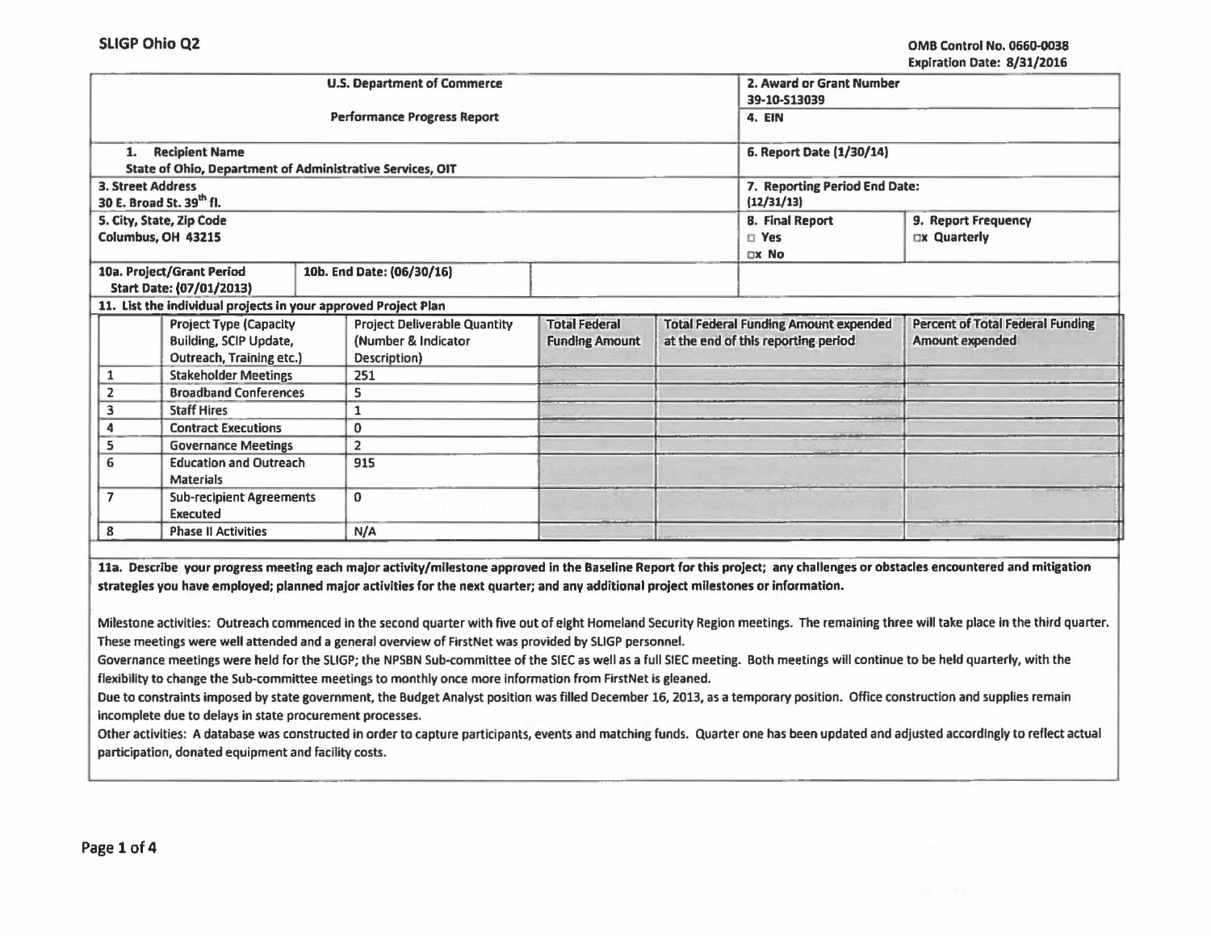**SLIGP Ohio Q2**

OMB Control No. 0660-0038
Expiration Date: 8/31/2016

| U.S. Department of Commerce<br>Performance Progress Report | | 2. Award or Grant Number<br>39-10-S13039 | |
|---|---|---|---|
| | | 4. EIN | |
| 1. Recipient Name<br>State of Ohio, Department of Administrative Services, OIT | | 6. Report Date (1/30/14) | |
| 3. Street Address<br>30 E. Broad St. 39th fl. | | 7. Reporting Period End Date:<br>(12/31/13) | |
| 5. City, State, Zip Code<br>Columbus, OH 43215 | | 8. Final Report<br>□ Yes<br>□x No | 9. Report Frequency<br>□x Quarterly |
| 10a. Project/Grant Period<br>Start Date: (07/01/2013) | 10b. End Date: (06/30/16) | | |

**11. List the individual projects in your approved Project Plan**

| | Project Type (Capacity Building, SCIP Update, Outreach, Training etc.) | Project Deliverable Quantity (Number & Indicator Description) | Total Federal Funding Amount | Total Federal Funding Amount expended at the end of this reporting period | Percent of Total Federal Funding Amount expended |
|---|---|---|---|---|---|
| 1 | Stakeholder Meetings | 251 | | | |
| 2 | Broadband Conferences | 5 | | | |
| 3 | Staff Hires | 1 | | | |
| 4 | Contract Executions | 0 | | | |
| 5 | Governance Meetings | 2 | | | |
| 6 | Education and Outreach Materials | 915 | | | |
| 7 | Sub-recipient Agreements Executed | 0 | | | |
| 8 | Phase II Activities | N/A | | | |

**11a. Describe your progress meeting each major activity/milestone approved in the Baseline Report for this project; any challenges or obstacles encountered and mitigation strategies you have employed; planned major activities for the next quarter; and any additional project milestones or information.**

Milestone activities: Outreach commenced in the second quarter with five out of eight Homeland Security Region meetings. The remaining three will take place in the third quarter. These meetings were well attended and a general overview of FirstNet was provided by SLIGP personnel.

Governance meetings were held for the SLIGP; the NPSBN Sub-committee of the SIEC as well as a full SIEC meeting. Both meetings will continue to be held quarterly, with the flexibility to change the Sub-committee meetings to monthly once more information from FirstNet is gleaned.

Due to constraints imposed by state government, the Budget Analyst position was filled December 16, 2013, as a temporary position. Office construction and supplies remain incomplete due to delays in state procurement processes.

Other activities: A database was constructed in order to capture participants, events and matching funds. Quarter one has been updated and adjusted accordingly to reflect actual participation, donated equipment and facility costs.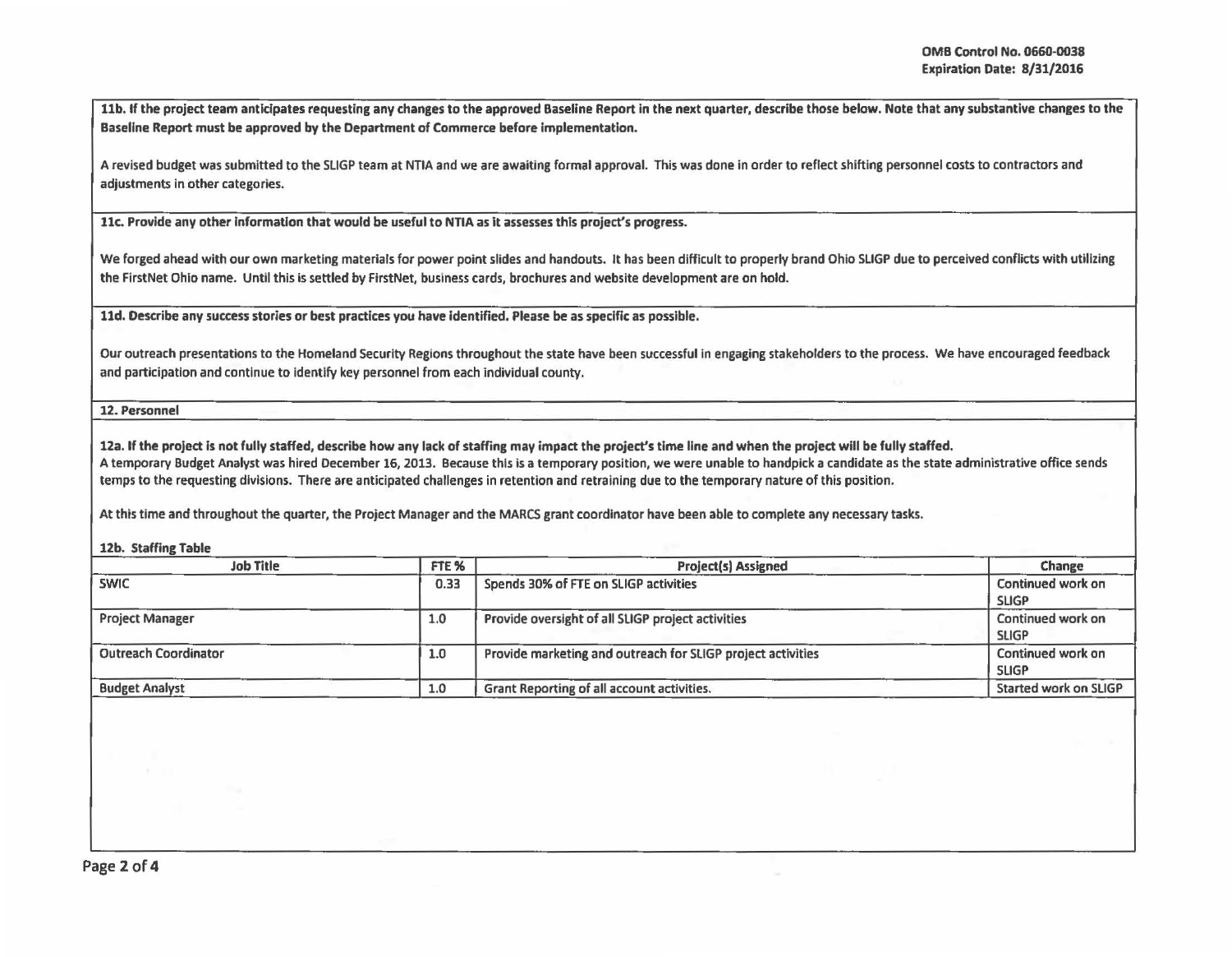**11b. If the project team anticipates requesting any changes to the approved Baseline Report in the next quarter, describe those below. Note that any substantive changes to the Baseline Report must be approved by the Department of Commerce before implementation.**

A revised budget was submitted to the SLIGP team at NTIA and we are awaiting formal approval. This was done in order to reflect shifting personnel costs to contractors and adjustments in other categories.

**11c. Provide any other information that would be useful to NTIA as it assesses this project's progress.**

We forged ahead with our own marketing materials for power point slides and handouts. It has been difficult to properly brand Ohio SLIGP due to perceived conflicts with utilizing the FirstNet Ohio name. Until this is settled by FirstNet, business cards, brochures and website development are on hold.

**11d. Describe any success stories or best practices you have identified. Please be as specific as possible.**

Our outreach presentations to the Homeland Security Regions throughout the state have been successful in engaging stakeholders to the process. We have encouraged feedback and participation and continue to identify key personnel from each individual county.

**12. Personnel**

**12a. If the project is not fully staffed, describe how any lack of staffing may impact the project's time line and when the project will be fully staffed.**

A temporary Budget Analyst was hired December 16, 2013. Because this is a temporary position, we were unable to handpick a candidate as the state administrative office sends temps to the requesting divisions. There are anticipated challenges in retention and retraining due to the temporary nature of this position.

At this time and throughout the quarter, the Project Manager and the MARCS grant coordinator have been able to complete any necessary tasks.

**12b. Staffing Table**

| Job Title | FTE % | Project(s) Assigned | Change |
|---|---|---|---|
| SWIC | 0.33 | Spends 30% of FTE on SLIGP activities | Continued work on SLIGP |
| Project Manager | 1.0 | Provide oversight of all SLIGP project activities | Continued work on SLIGP |
| Outreach Coordinator | 1.0 | Provide marketing and outreach for SLIGP project activities | Continued work on SLIGP |
| Budget Analyst | 1.0 | Grant Reporting of all account activities. | Started work on SLIGP |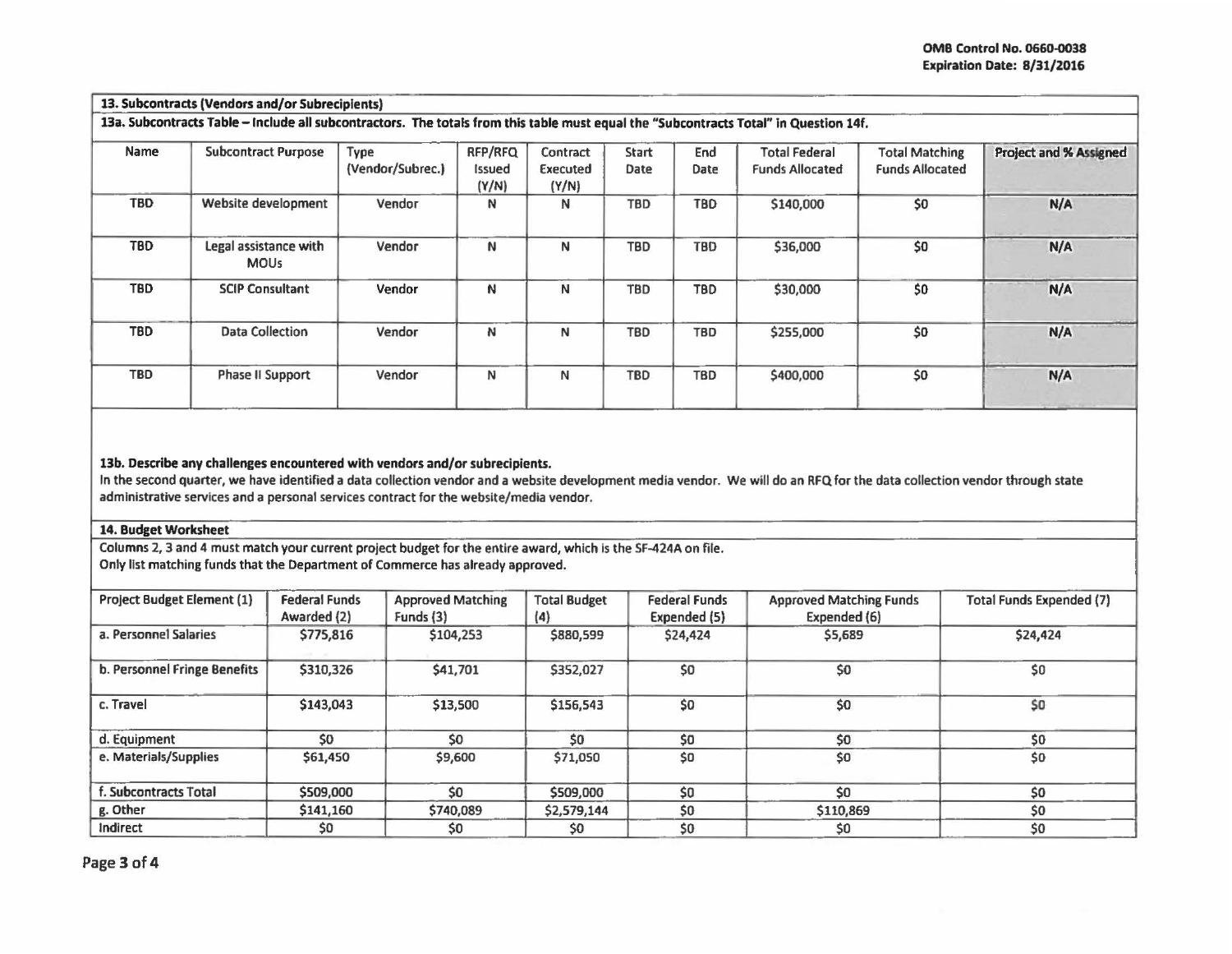## 13. Subcontracts (Vendors and/or Subrecipients)

**13a. Subcontracts Table – Include all subcontractors. The totals from this table must equal the "Subcontracts Total" in Question 14f.**

| Name | Subcontract Purpose | Type (Vendor/Subrec.) | RFP/RFQ Issued (Y/N) | Contract Executed (Y/N) | Start Date | End Date | Total Federal Funds Allocated | Total Matching Funds Allocated | Project and % Assigned |
|---|---|---|---|---|---|---|---|---|---|
| TBD | Website development | Vendor | N | N | TBD | TBD | $140,000 | $0 | N/A |
| TBD | Legal assistance with MOUs | Vendor | N | N | TBD | TBD | $36,000 | $0 | N/A |
| TBD | SCIP Consultant | Vendor | N | N | TBD | TBD | $30,000 | $0 | N/A |
| TBD | Data Collection | Vendor | N | N | TBD | TBD | $255,000 | $0 | N/A |
| TBD | Phase II Support | Vendor | N | N | TBD | TBD | $400,000 | $0 | N/A |

**13b. Describe any challenges encountered with vendors and/or subrecipients.**

In the second quarter, we have identified a data collection vendor and a website development media vendor. We will do an RFQ for the data collection vendor through state administrative services and a personal services contract for the website/media vendor.

## 14. Budget Worksheet

Columns 2, 3 and 4 must match your current project budget for the entire award, which is the SF-424A on file.
Only list matching funds that the Department of Commerce has already approved.

| Project Budget Element (1) | Federal Funds Awarded (2) | Approved Matching Funds (3) | Total Budget (4) | Federal Funds Expended (5) | Approved Matching Funds Expended (6) | Total Funds Expended (7) |
|---|---|---|---|---|---|---|
| a. Personnel Salaries | $775,816 | $104,253 | $880,599 | $24,424 | $5,689 | $24,424 |
| b. Personnel Fringe Benefits | $310,326 | $41,701 | $352,027 | $0 | $0 | $0 |
| c. Travel | $143,043 | $13,500 | $156,543 | $0 | $0 | $0 |
| d. Equipment | $0 | $0 | $0 | $0 | $0 | $0 |
| e. Materials/Supplies | $61,450 | $9,600 | $71,050 | $0 | $0 | $0 |
| f. Subcontracts Total | $509,000 | $0 | $509,000 | $0 | $0 | $0 |
| g. Other | $141,160 | $740,089 | $2,579,144 | $0 | $110,869 | $0 |
| Indirect | $0 | $0 | $0 | $0 | $0 | $0 |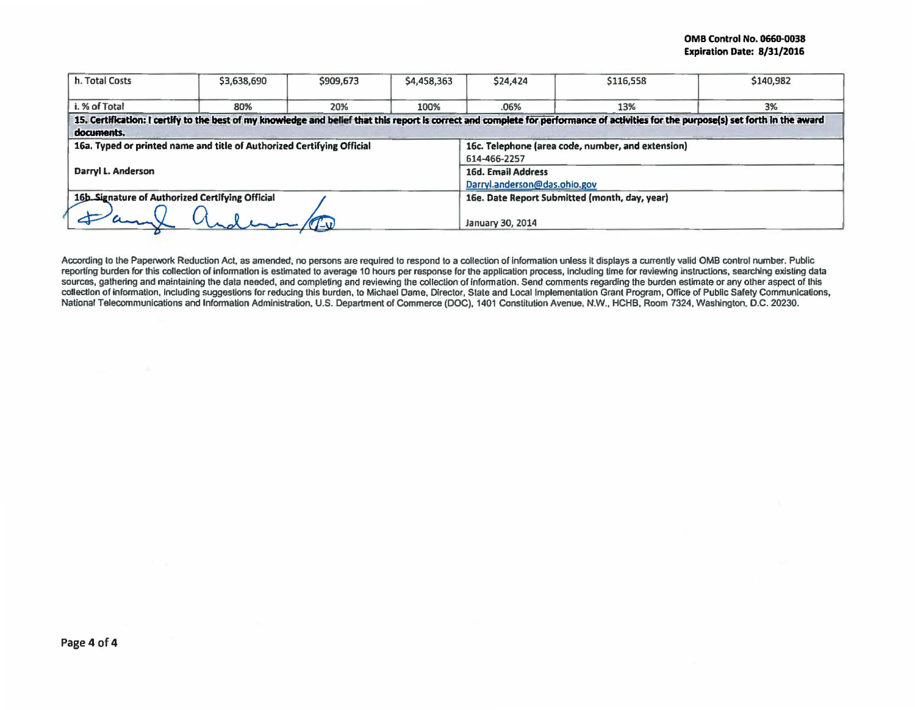**OMB Control No. 0660-0038**
**Expiration Date: 8/31/2016**

| | | | | | | |
|---|---|---|---|---|---|---|
| h. Total Costs | $3,638,690 | $909,673 | $4,458,363 | $24,424 | $116,558 | $140,982 |
| i. % of Total | 80% | 20% | 100% | .06% | 13% | 3% |

**15. Certification: I certify to the best of my knowledge and belief that this report is correct and complete for performance of activities for the purpose(s) set forth in the award documents.**

| | |
|---|---|
| **16a. Typed or printed name and title of Authorized Certifying Official** | **16c. Telephone (area code, number, and extension)** 614-466-2257 |
| **Darryl L. Anderson** | **16d. Email Address** Darryl.anderson@das.ohio.gov |
| **16b. Signature of Authorized Certifying Official** Darryl Anderson | **16e. Date Report Submitted (month, day, year)** January 30, 2014 |

According to the Paperwork Reduction Act, as amended, no persons are required to respond to a collection of information unless it displays a currently valid OMB control number. Public reporting burden for this collection of information is estimated to average 10 hours per response for the application process, including time for reviewing instructions, searching existing data sources, gathering and maintaining the data needed, and completing and reviewing the collection of information. Send comments regarding the burden estimate or any other aspect of this collection of information, including suggestions for reducing this burden, to Michael Dame, Director, State and Local Implementation Grant Program, Office of Public Safety Communications, National Telecommunications and Information Administration, U.S. Department of Commerce (DOC), 1401 Constitution Avenue, N.W., HCHB, Room 7324, Washington, D.C. 20230.